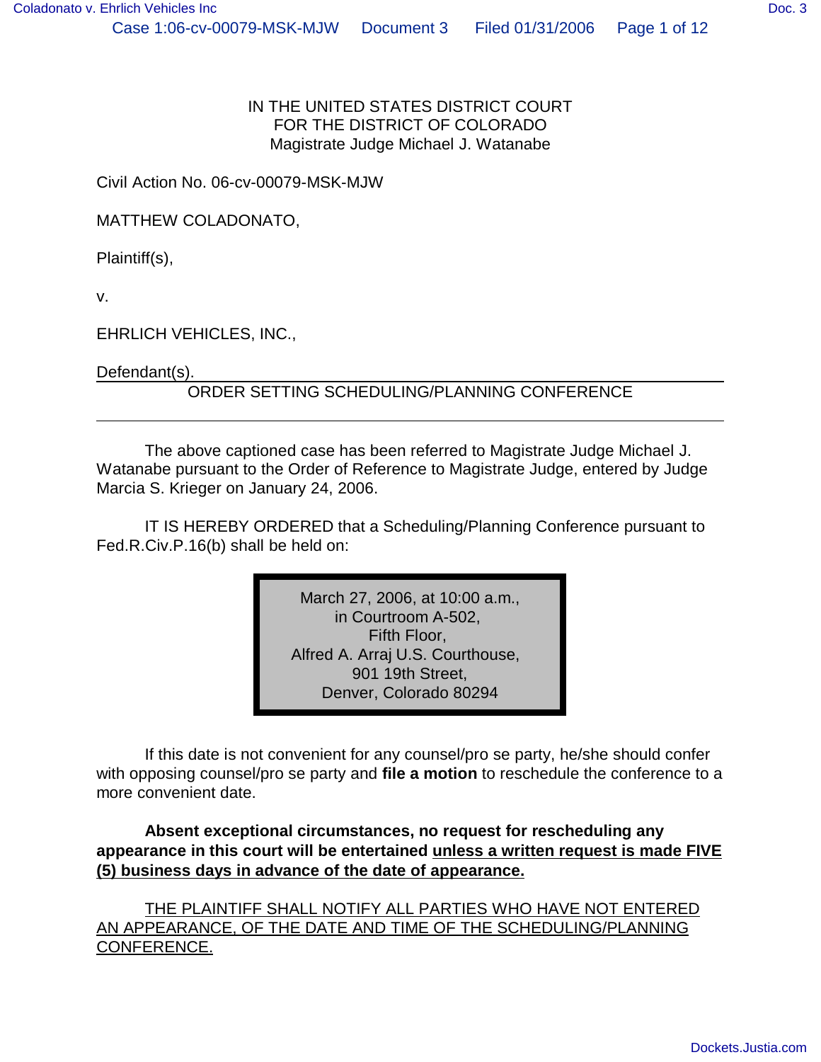IN THE UNITED STATES DISTRICT COURT
FOR THE DISTRICT OF COLORADO
Magistrate Judge Michael J. Watanabe

Civil Action No. 06-cv-00079-MSK-MJW

MATTHEW COLADONATO,

Plaintiff(s),

v.

EHRLICH VEHICLES, INC.,

Defendant(s).

## ORDER SETTING SCHEDULING/PLANNING CONFERENCE

The above captioned case has been referred to Magistrate Judge Michael J. Watanabe pursuant to the Order of Reference to Magistrate Judge, entered by Judge Marcia S. Krieger on January 24, 2006.

IT IS HEREBY ORDERED that a Scheduling/Planning Conference pursuant to Fed.R.Civ.P.16(b) shall be held on:

March 27, 2006, at 10:00 a.m.,
in Courtroom A-502,
Fifth Floor,
Alfred A. Arraj U.S. Courthouse,
901 19th Street,
Denver, Colorado 80294

If this date is not convenient for any counsel/pro se party, he/she should confer with opposing counsel/pro se party and **file a motion** to reschedule the conference to a more convenient date.

**Absent exceptional circumstances, no request for rescheduling any appearance in this court will be entertained unless a written request is made FIVE (5) business days in advance of the date of appearance.**

THE PLAINTIFF SHALL NOTIFY ALL PARTIES WHO HAVE NOT ENTERED AN APPEARANCE, OF THE DATE AND TIME OF THE SCHEDULING/PLANNING CONFERENCE.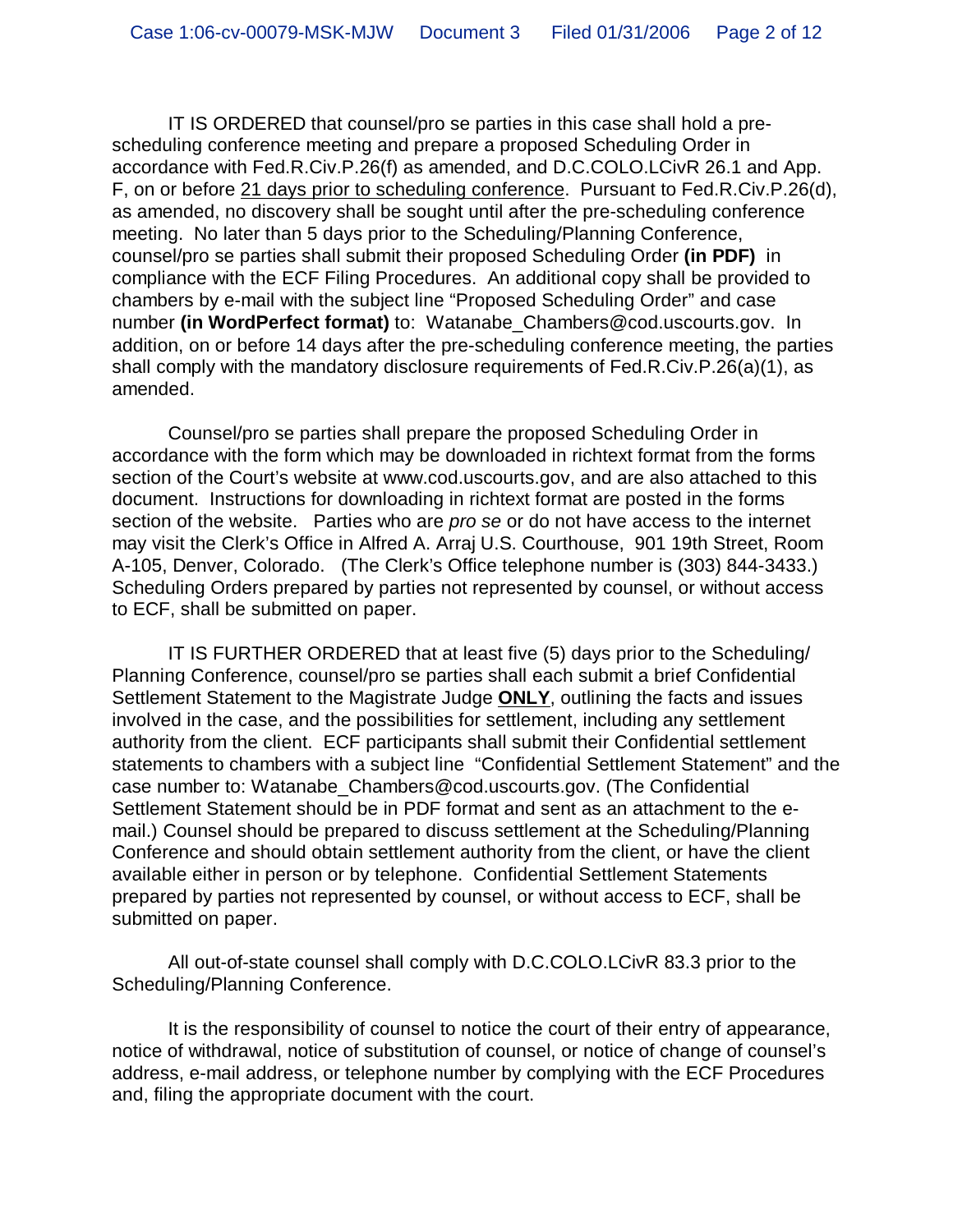IT IS ORDERED that counsel/pro se parties in this case shall hold a pre-scheduling conference meeting and prepare a proposed Scheduling Order in accordance with Fed.R.Civ.P.26(f) as amended, and D.C.COLO.LCivR 26.1 and App. F, on or before 21 days prior to scheduling conference. Pursuant to Fed.R.Civ.P.26(d), as amended, no discovery shall be sought until after the pre-scheduling conference meeting. No later than 5 days prior to the Scheduling/Planning Conference, counsel/pro se parties shall submit their proposed Scheduling Order **(in PDF)** in compliance with the ECF Filing Procedures. An additional copy shall be provided to chambers by e-mail with the subject line "Proposed Scheduling Order" and case number **(in WordPerfect format)** to: Watanabe_Chambers@cod.uscourts.gov. In addition, on or before 14 days after the pre-scheduling conference meeting, the parties shall comply with the mandatory disclosure requirements of Fed.R.Civ.P.26(a)(1), as amended.

Counsel/pro se parties shall prepare the proposed Scheduling Order in accordance with the form which may be downloaded in richtext format from the forms section of the Court's website at www.cod.uscourts.gov, and are also attached to this document. Instructions for downloading in richtext format are posted in the forms section of the website. Parties who are *pro se* or do not have access to the internet may visit the Clerk's Office in Alfred A. Arraj U.S. Courthouse, 901 19th Street, Room A-105, Denver, Colorado. (The Clerk's Office telephone number is (303) 844-3433.) Scheduling Orders prepared by parties not represented by counsel, or without access to ECF, shall be submitted on paper.

IT IS FURTHER ORDERED that at least five (5) days prior to the Scheduling/ Planning Conference, counsel/pro se parties shall each submit a brief Confidential Settlement Statement to the Magistrate Judge **ONLY**, outlining the facts and issues involved in the case, and the possibilities for settlement, including any settlement authority from the client. ECF participants shall submit their Confidential settlement statements to chambers with a subject line "Confidential Settlement Statement" and the case number to: Watanabe_Chambers@cod.uscourts.gov. (The Confidential Settlement Statement should be in PDF format and sent as an attachment to the e-mail.) Counsel should be prepared to discuss settlement at the Scheduling/Planning Conference and should obtain settlement authority from the client, or have the client available either in person or by telephone. Confidential Settlement Statements prepared by parties not represented by counsel, or without access to ECF, shall be submitted on paper.

All out-of-state counsel shall comply with D.C.COLO.LCivR 83.3 prior to the Scheduling/Planning Conference.

It is the responsibility of counsel to notice the court of their entry of appearance, notice of withdrawal, notice of substitution of counsel, or notice of change of counsel's address, e-mail address, or telephone number by complying with the ECF Procedures and, filing the appropriate document with the court.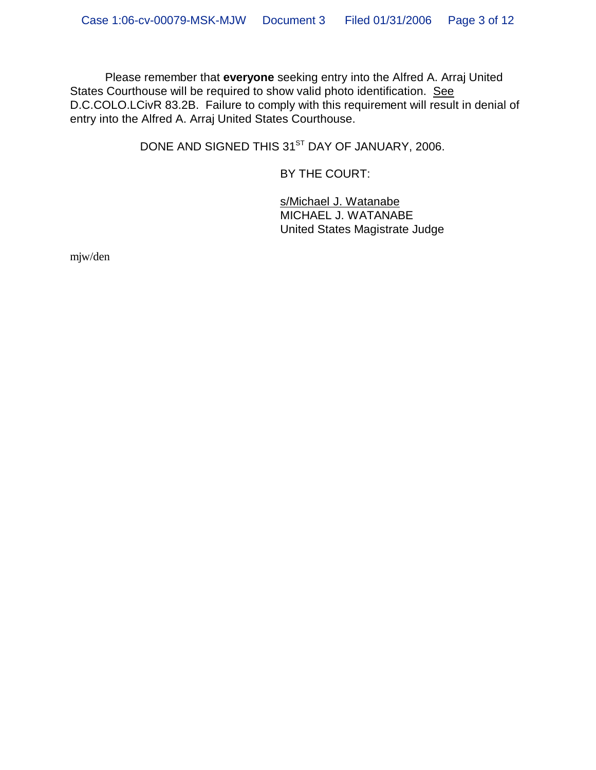Please remember that **everyone** seeking entry into the Alfred A. Arraj United States Courthouse will be required to show valid photo identification. See D.C.COLO.LCivR 83.2B. Failure to comply with this requirement will result in denial of entry into the Alfred A. Arraj United States Courthouse.

DONE AND SIGNED THIS 31ST DAY OF JANUARY, 2006.

BY THE COURT:

s/Michael J. Watanabe
MICHAEL J. WATANABE
United States Magistrate Judge

mjw/den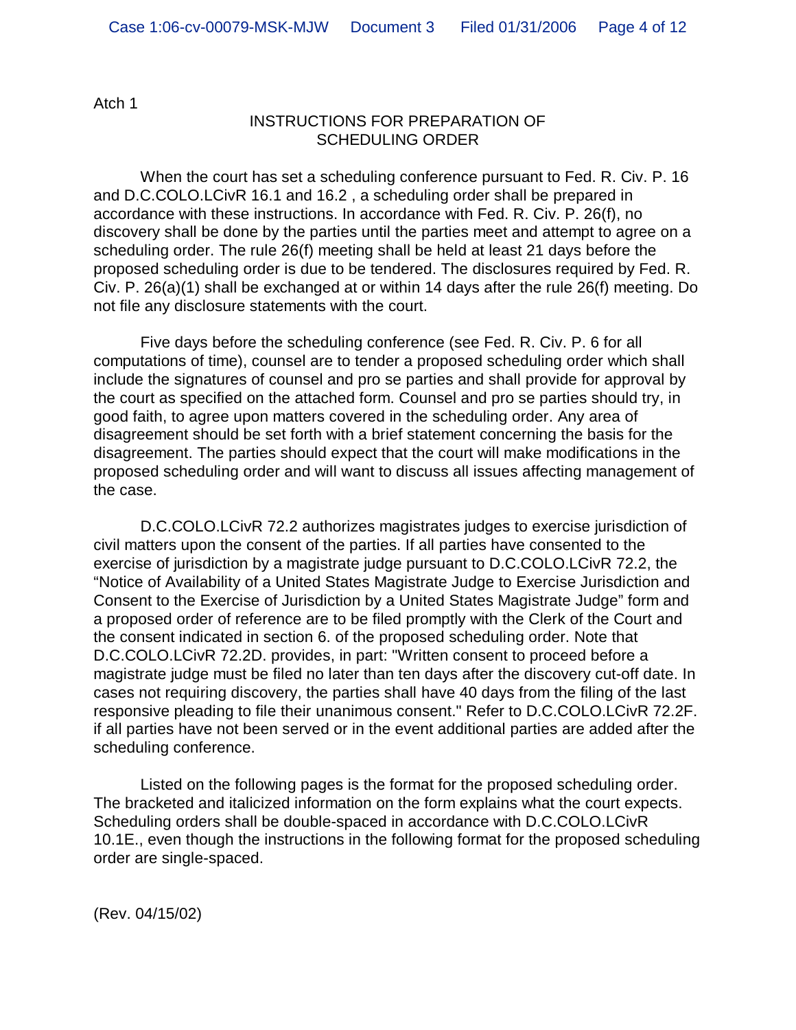Atch 1

## INSTRUCTIONS FOR PREPARATION OF SCHEDULING ORDER

When the court has set a scheduling conference pursuant to Fed. R. Civ. P. 16 and D.C.COLO.LCivR 16.1 and 16.2 , a scheduling order shall be prepared in accordance with these instructions. In accordance with Fed. R. Civ. P. 26(f), no discovery shall be done by the parties until the parties meet and attempt to agree on a scheduling order. The rule 26(f) meeting shall be held at least 21 days before the proposed scheduling order is due to be tendered. The disclosures required by Fed. R. Civ. P. 26(a)(1) shall be exchanged at or within 14 days after the rule 26(f) meeting. Do not file any disclosure statements with the court.

Five days before the scheduling conference (see Fed. R. Civ. P. 6 for all computations of time), counsel are to tender a proposed scheduling order which shall include the signatures of counsel and pro se parties and shall provide for approval by the court as specified on the attached form. Counsel and pro se parties should try, in good faith, to agree upon matters covered in the scheduling order. Any area of disagreement should be set forth with a brief statement concerning the basis for the disagreement. The parties should expect that the court will make modifications in the proposed scheduling order and will want to discuss all issues affecting management of the case.

D.C.COLO.LCivR 72.2 authorizes magistrates judges to exercise jurisdiction of civil matters upon the consent of the parties. If all parties have consented to the exercise of jurisdiction by a magistrate judge pursuant to D.C.COLO.LCivR 72.2, the "Notice of Availability of a United States Magistrate Judge to Exercise Jurisdiction and Consent to the Exercise of Jurisdiction by a United States Magistrate Judge" form and a proposed order of reference are to be filed promptly with the Clerk of the Court and the consent indicated in section 6. of the proposed scheduling order. Note that D.C.COLO.LCivR 72.2D. provides, in part: "Written consent to proceed before a magistrate judge must be filed no later than ten days after the discovery cut-off date. In cases not requiring discovery, the parties shall have 40 days from the filing of the last responsive pleading to file their unanimous consent." Refer to D.C.COLO.LCivR 72.2F. if all parties have not been served or in the event additional parties are added after the scheduling conference.

Listed on the following pages is the format for the proposed scheduling order. The bracketed and italicized information on the form explains what the court expects. Scheduling orders shall be double-spaced in accordance with D.C.COLO.LCivR 10.1E., even though the instructions in the following format for the proposed scheduling order are single-spaced.

(Rev. 04/15/02)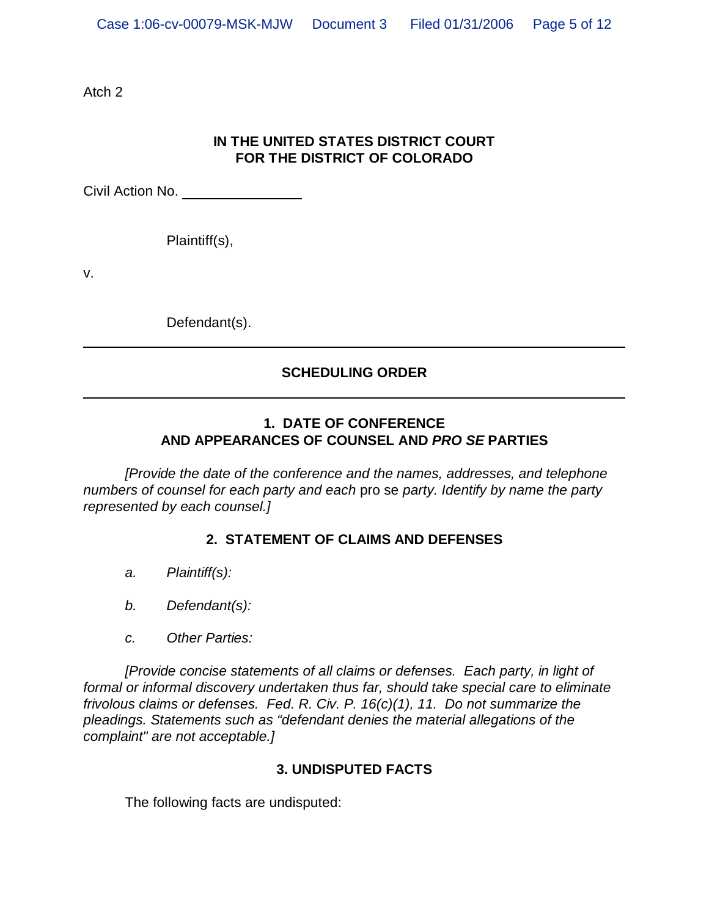Atch 2

**IN THE UNITED STATES DISTRICT COURT**
**FOR THE DISTRICT OF COLORADO**

Civil Action No. ______________

Plaintiff(s),

v.

Defendant(s).

---

## SCHEDULING ORDER

---

### 1. DATE OF CONFERENCE AND APPEARANCES OF COUNSEL AND *PRO SE* PARTIES

*[Provide the date of the conference and the names, addresses, and telephone numbers of counsel for each party and each* pro se *party. Identify by name the party represented by each counsel.]*

### 2. STATEMENT OF CLAIMS AND DEFENSES

*a. Plaintiff(s):*

*b. Defendant(s):*

*c. Other Parties:*

*[Provide concise statements of all claims or defenses. Each party, in light of formal or informal discovery undertaken thus far, should take special care to eliminate frivolous claims or defenses. Fed. R. Civ. P. 16(c)(1), 11. Do not summarize the pleadings. Statements such as "defendant denies the material allegations of the complaint" are not acceptable.]*

### 3. UNDISPUTED FACTS

The following facts are undisputed: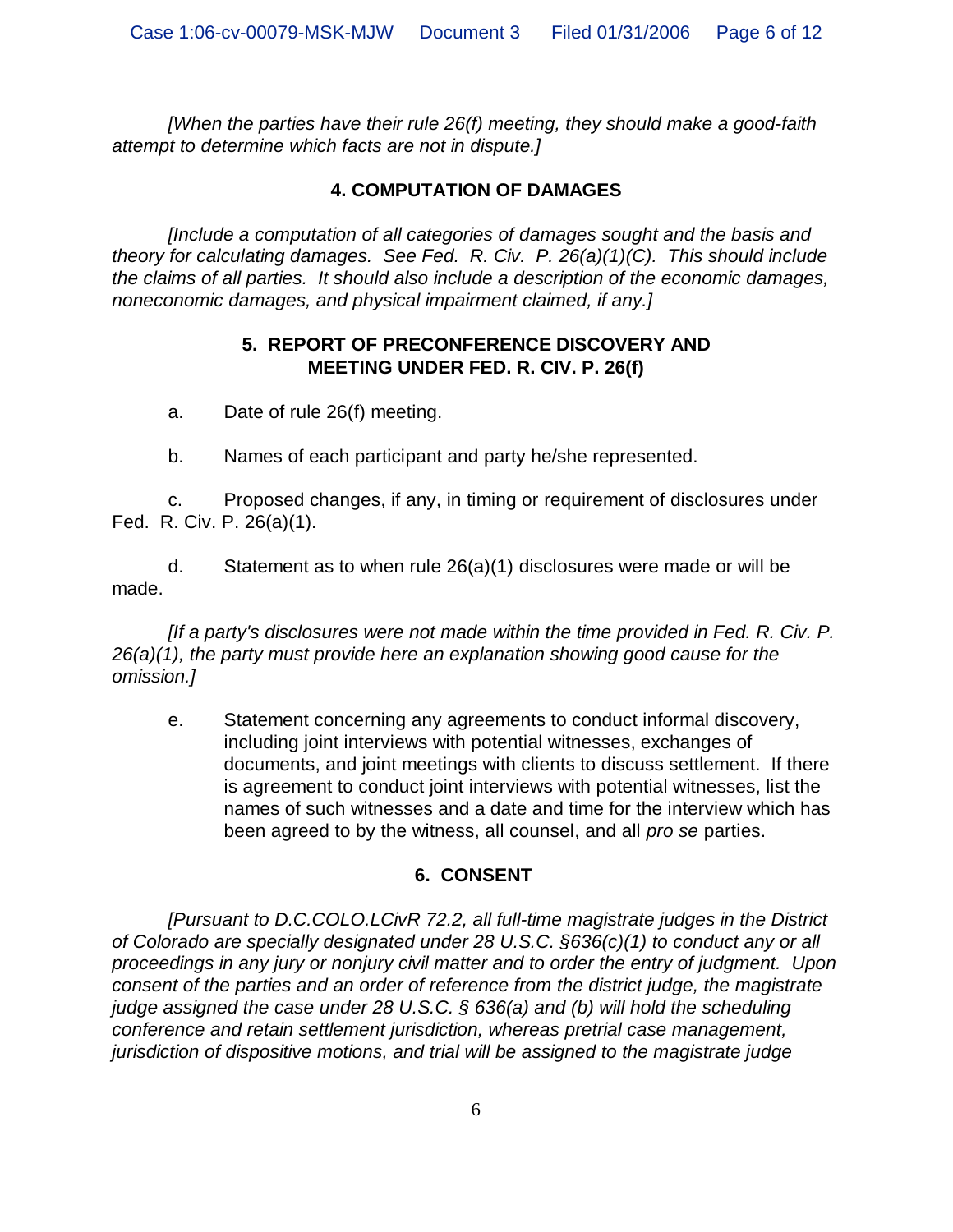*[When the parties have their rule 26(f) meeting, they should make a good-faith attempt to determine which facts are not in dispute.]*

## 4. COMPUTATION OF DAMAGES

*[Include a computation of all categories of damages sought and the basis and theory for calculating damages. See Fed. R. Civ. P. 26(a)(1)(C). This should include the claims of all parties. It should also include a description of the economic damages, noneconomic damages, and physical impairment claimed, if any.]*

## 5. REPORT OF PRECONFERENCE DISCOVERY AND MEETING UNDER FED. R. CIV. P. 26(f)

a. Date of rule 26(f) meeting.

b. Names of each participant and party he/she represented.

c. Proposed changes, if any, in timing or requirement of disclosures under Fed. R. Civ. P. 26(a)(1).

d. Statement as to when rule 26(a)(1) disclosures were made or will be made.

*[If a party's disclosures were not made within the time provided in Fed. R. Civ. P. 26(a)(1), the party must provide here an explanation showing good cause for the omission.]*

e. Statement concerning any agreements to conduct informal discovery, including joint interviews with potential witnesses, exchanges of documents, and joint meetings with clients to discuss settlement. If there is agreement to conduct joint interviews with potential witnesses, list the names of such witnesses and a date and time for the interview which has been agreed to by the witness, all counsel, and all *pro se* parties.

## 6. CONSENT

*[Pursuant to D.C.COLO.LCivR 72.2, all full-time magistrate judges in the District of Colorado are specially designated under 28 U.S.C. §636(c)(1) to conduct any or all proceedings in any jury or nonjury civil matter and to order the entry of judgment. Upon consent of the parties and an order of reference from the district judge, the magistrate judge assigned the case under 28 U.S.C. § 636(a) and (b) will hold the scheduling conference and retain settlement jurisdiction, whereas pretrial case management, jurisdiction of dispositive motions, and trial will be assigned to the magistrate judge*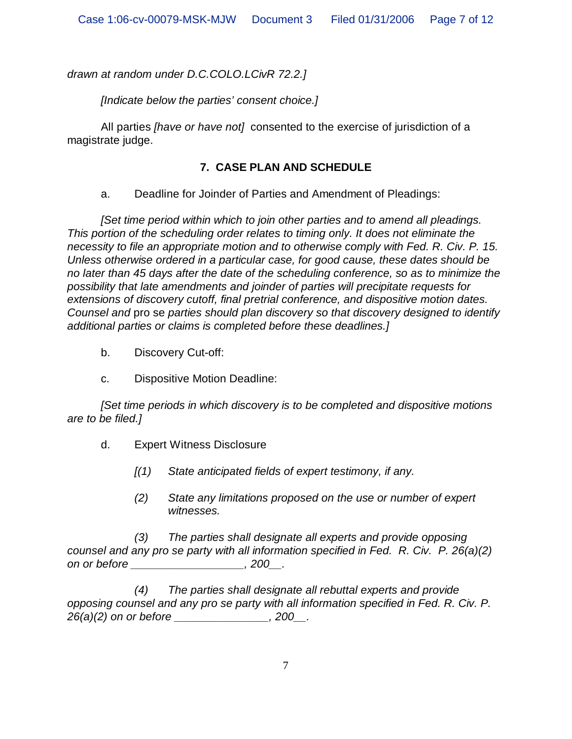*drawn at random under D.C.COLO.LCivR 72.2.]*

*[Indicate below the parties' consent choice.]*

All parties *[have or have not]* consented to the exercise of jurisdiction of a magistrate judge.

## 7. CASE PLAN AND SCHEDULE

a. Deadline for Joinder of Parties and Amendment of Pleadings:

*[Set time period within which to join other parties and to amend all pleadings. This portion of the scheduling order relates to timing only. It does not eliminate the necessity to file an appropriate motion and to otherwise comply with Fed. R. Civ. P. 15. Unless otherwise ordered in a particular case, for good cause, these dates should be no later than 45 days after the date of the scheduling conference, so as to minimize the possibility that late amendments and joinder of parties will precipitate requests for extensions of discovery cutoff, final pretrial conference, and dispositive motion dates. Counsel and* pro se *parties should plan discovery so that discovery designed to identify additional parties or claims is completed before these deadlines.]*

b. Discovery Cut-off:

c. Dispositive Motion Deadline:

*[Set time periods in which discovery is to be completed and dispositive motions are to be filed.]*

d. Expert Witness Disclosure

*[(1) State anticipated fields of expert testimony, if any.*

*(2) State any limitations proposed on the use or number of expert witnesses.*

*(3) The parties shall designate all experts and provide opposing counsel and any pro se party with all information specified in Fed. R. Civ. P. 26(a)(2) on or before __________________, 200__.*

*(4) The parties shall designate all rebuttal experts and provide opposing counsel and any pro se party with all information specified in Fed. R. Civ. P. 26(a)(2) on or before _______________, 200__.*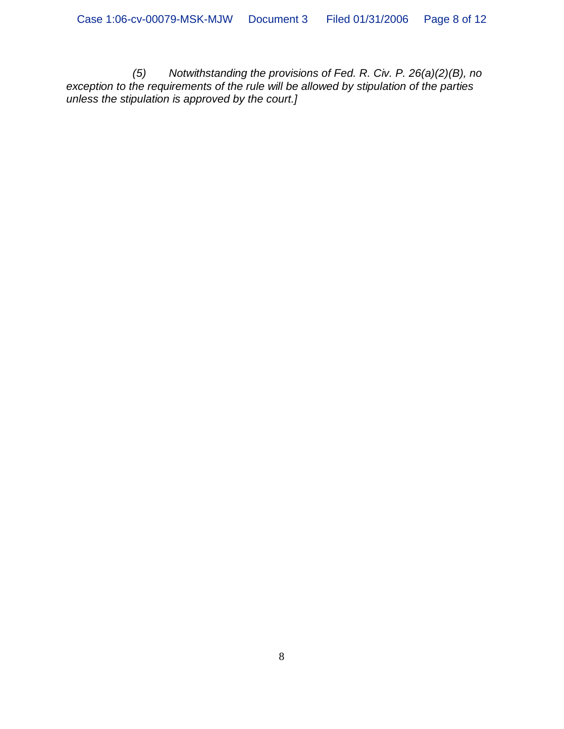*(5) Notwithstanding the provisions of Fed. R. Civ. P. 26(a)(2)(B), no exception to the requirements of the rule will be allowed by stipulation of the parties unless the stipulation is approved by the court.]*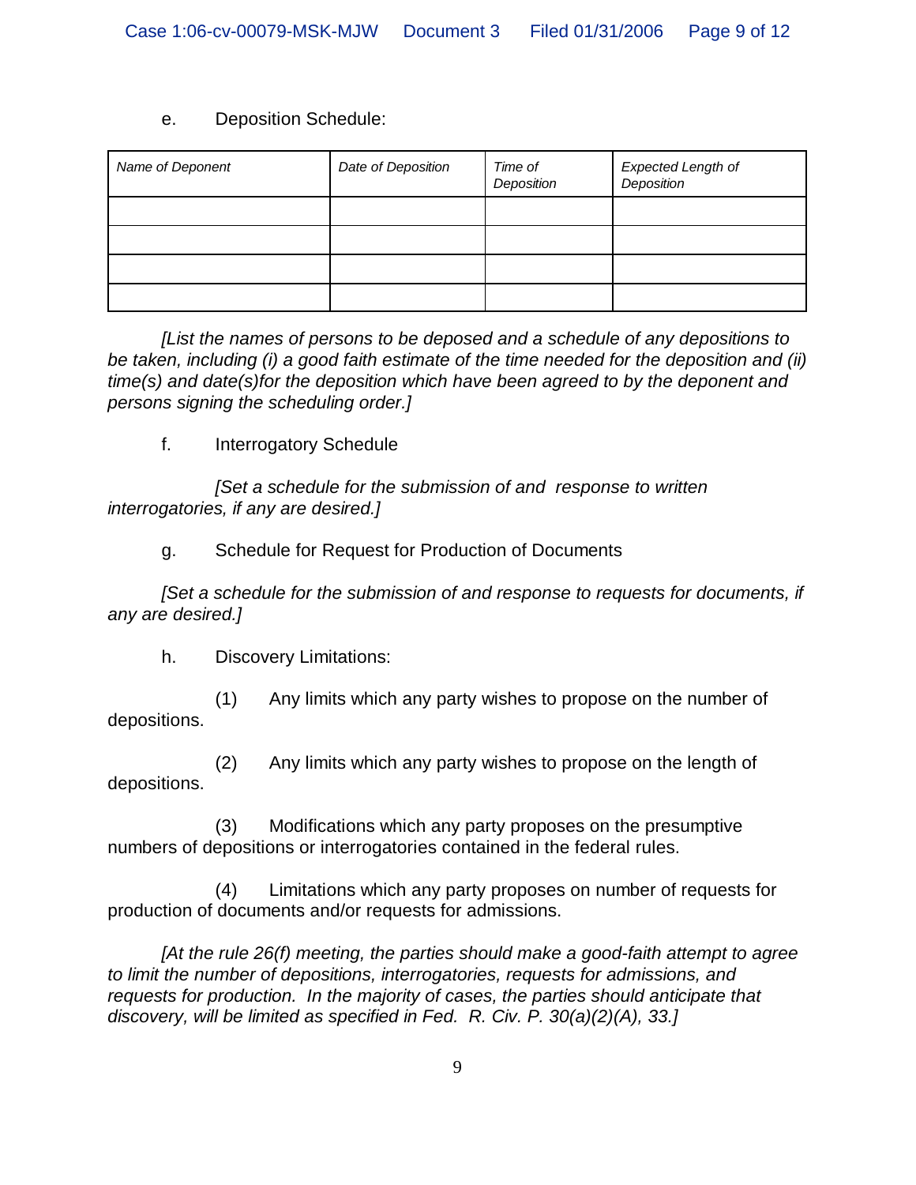e. Deposition Schedule:

| *Name of Deponent* | *Date of Deposition* | *Time of Deposition* | *Expected Length of Deposition* |
|---|---|---|---|
| | | | |
| | | | |
| | | | |
| | | | |

*[List the names of persons to be deposed and a schedule of any depositions to be taken, including (i) a good faith estimate of the time needed for the deposition and (ii) time(s) and date(s)for the deposition which have been agreed to by the deponent and persons signing the scheduling order.]*

f. Interrogatory Schedule

*[Set a schedule for the submission of and response to written interrogatories, if any are desired.]*

g. Schedule for Request for Production of Documents

*[Set a schedule for the submission of and response to requests for documents, if any are desired.]*

h. Discovery Limitations:

(1) Any limits which any party wishes to propose on the number of depositions.

(2) Any limits which any party wishes to propose on the length of depositions.

(3) Modifications which any party proposes on the presumptive numbers of depositions or interrogatories contained in the federal rules.

(4) Limitations which any party proposes on number of requests for production of documents and/or requests for admissions.

*[At the rule 26(f) meeting, the parties should make a good-faith attempt to agree to limit the number of depositions, interrogatories, requests for admissions, and requests for production. In the majority of cases, the parties should anticipate that discovery, will be limited as specified in Fed. R. Civ. P. 30(a)(2)(A), 33.]*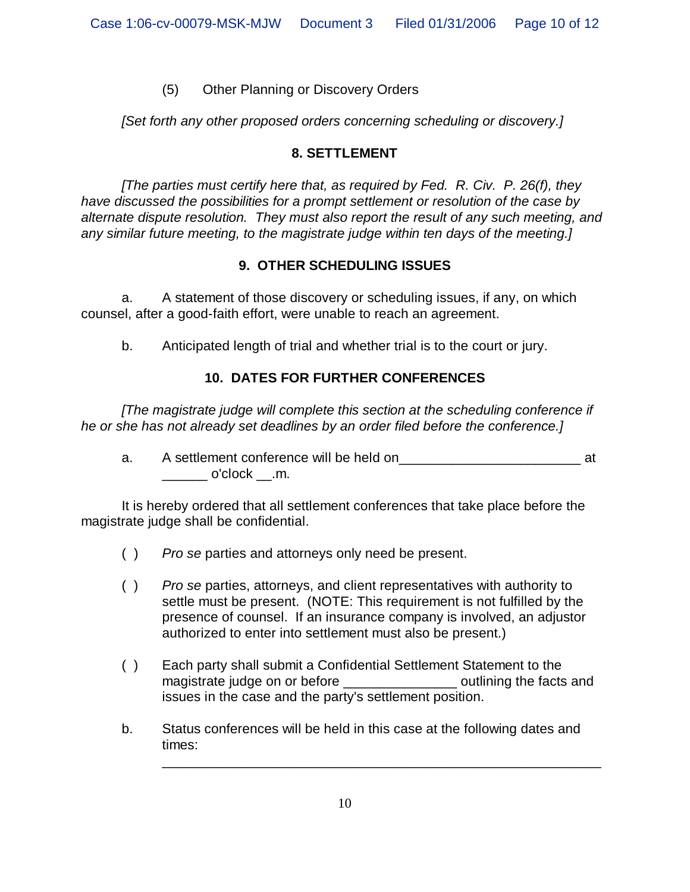(5) Other Planning or Discovery Orders

*[Set forth any other proposed orders concerning scheduling or discovery.]*

### 8. SETTLEMENT

*[The parties must certify here that, as required by Fed. R. Civ. P. 26(f), they have discussed the possibilities for a prompt settlement or resolution of the case by alternate dispute resolution. They must also report the result of any such meeting, and any similar future meeting, to the magistrate judge within ten days of the meeting.]*

### 9. OTHER SCHEDULING ISSUES

a. A statement of those discovery or scheduling issues, if any, on which counsel, after a good-faith effort, were unable to reach an agreement.

b. Anticipated length of trial and whether trial is to the court or jury.

### 10. DATES FOR FURTHER CONFERENCES

*[The magistrate judge will complete this section at the scheduling conference if he or she has not already set deadlines by an order filed before the conference.]*

a. A settlement conference will be held on________________________ at ______ o'clock __.m.

It is hereby ordered that all settlement conferences that take place before the magistrate judge shall be confidential.

( ) *Pro se* parties and attorneys only need be present.

( ) *Pro se* parties, attorneys, and client representatives with authority to settle must be present. (NOTE: This requirement is not fulfilled by the presence of counsel. If an insurance company is involved, an adjustor authorized to enter into settlement must also be present.)

( ) Each party shall submit a Confidential Settlement Statement to the magistrate judge on or before _______________ outlining the facts and issues in the case and the party's settlement position.

b. Status conferences will be held in this case at the following dates and times:

__________________________________________________________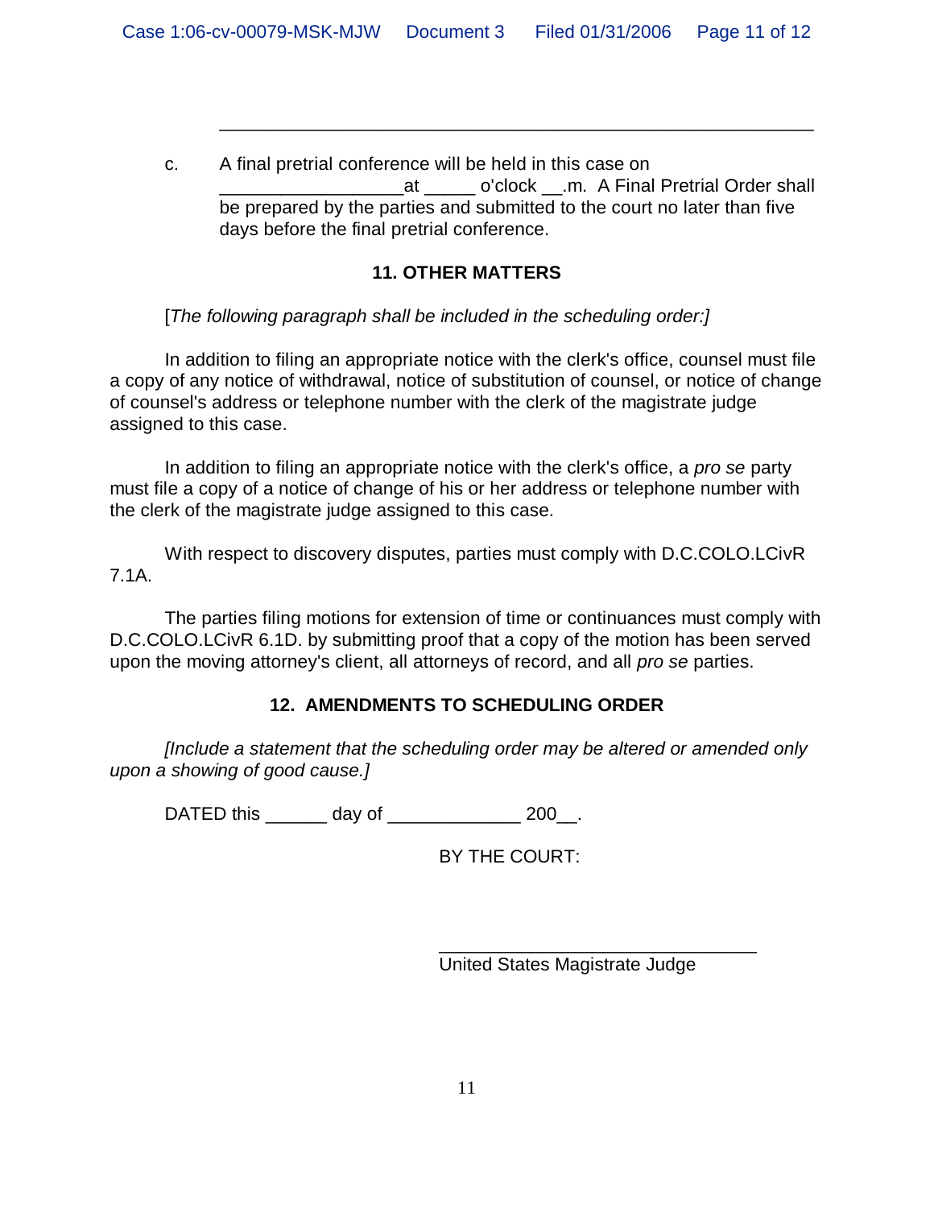\_\_\_\_\_\_\_\_\_\_\_\_\_\_\_\_\_\_\_\_\_\_\_\_\_\_\_\_\_\_\_\_\_\_\_\_\_\_\_\_\_\_\_\_\_\_\_\_\_\_\_\_\_\_\_\_

c. A final pretrial conference will be held in this case on \_\_\_\_\_\_\_\_\_\_\_\_\_\_\_\_\_\_\_at \_\_\_\_\_ o'clock \_\_.m. A Final Pretrial Order shall be prepared by the parties and submitted to the court no later than five days before the final pretrial conference.

### 11. OTHER MATTERS

[*The following paragraph shall be included in the scheduling order:]*

In addition to filing an appropriate notice with the clerk's office, counsel must file a copy of any notice of withdrawal, notice of substitution of counsel, or notice of change of counsel's address or telephone number with the clerk of the magistrate judge assigned to this case.

In addition to filing an appropriate notice with the clerk's office, a *pro se* party must file a copy of a notice of change of his or her address or telephone number with the clerk of the magistrate judge assigned to this case.

With respect to discovery disputes, parties must comply with D.C.COLO.LCivR 7.1A.

The parties filing motions for extension of time or continuances must comply with D.C.COLO.LCivR 6.1D. by submitting proof that a copy of the motion has been served upon the moving attorney's client, all attorneys of record, and all *pro se* parties.

### 12. AMENDMENTS TO SCHEDULING ORDER

*[Include a statement that the scheduling order may be altered or amended only upon a showing of good cause.]*

DATED this \_\_\_\_\_\_ day of \_\_\_\_\_\_\_\_\_\_\_\_\_ 200\_\_.

BY THE COURT:

\_\_\_\_\_\_\_\_\_\_\_\_\_\_\_\_\_\_\_\_\_\_\_\_\_\_\_\_\_\_\_\_\_
United States Magistrate Judge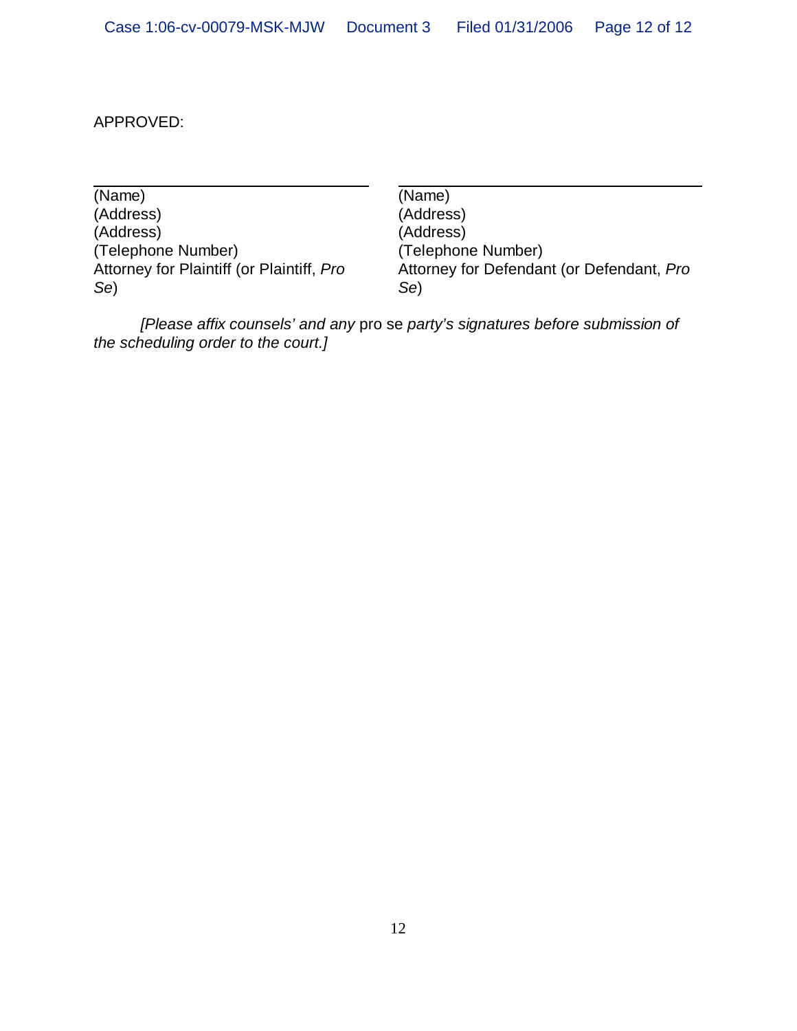APPROVED:

| | |
|---|---|
| \_\_\_\_\_\_\_\_\_\_\_\_\_\_\_\_\_\_\_\_\_\_\_\_\_\_\_\_ | \_\_\_\_\_\_\_\_\_\_\_\_\_\_\_\_\_\_\_\_\_\_\_\_\_\_\_\_ |
| (Name) | (Name) |
| (Address) | (Address) |
| (Address) | (Address) |
| (Telephone Number) | (Telephone Number) |
| Attorney for Plaintiff (or Plaintiff, *Pro Se*) | Attorney for Defendant (or Defendant, *Pro Se*) |

*[Please affix counsels' and any* pro se *party's signatures before submission of the scheduling order to the court.]*